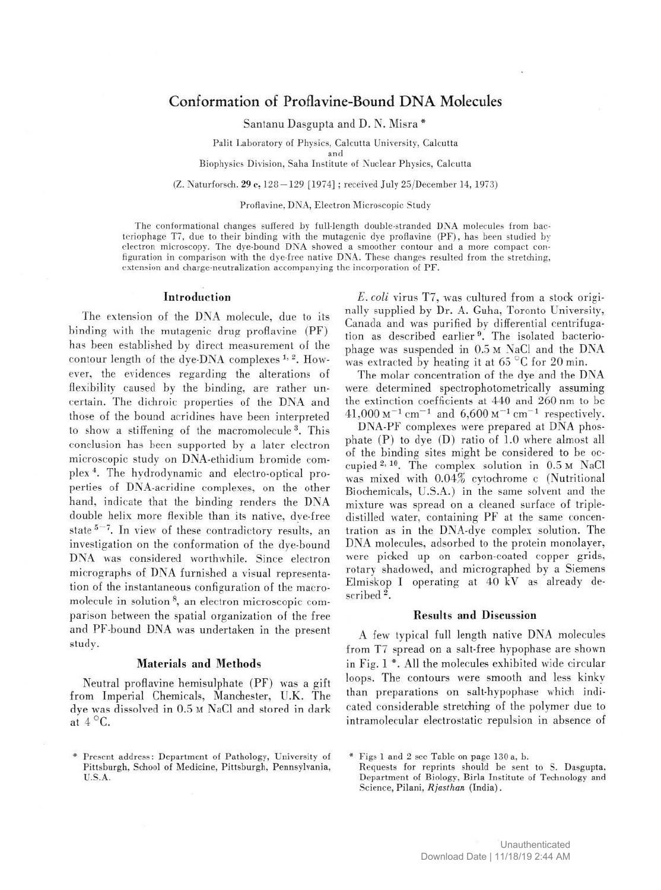# Conformation of Proflavine-Bound DNA Molecules

Santanu Dasgupta and D. N. Misra *

Palit Laboratory of Physics, Calcutta University, Calcutta
and
Biophysics Division, Saha Institute of Nuclear Physics, Calcutta

(Z. Naturforsch. **29 c**, 128–129 [1974]; received July 25/December 14, 1973)

Proflavine, DNA, Electron Microscopic Study

The conformational changes suffered by full-length double-stranded DNA molecules from bacteriophage T7, due to their binding with the mutagenic dye proflavine (PF), has been studied by electron microscopy. The dye-bound DNA showed a smoother contour and a more compact configuration in comparison with the dye-free native DNA. These changes resulted from the stretching, extension and charge-neutralization accompanying the incorporation of PF.

## Introduction

The extension of the DNA molecule, due to its binding with the mutagenic drug proflavine (PF) has been established by direct measurement of the contour length of the dye-DNA complexes [1, 2]. However, the evidences regarding the alterations of flexibility caused by the binding, are rather uncertain. The dichroic properties of the DNA and those of the bound acridines have been interpreted to show a stiffening of the macromolecule [3]. This conclusion has been supported by a later electron microscopic study on DNA-ethidium bromide complex [4]. The hydrodynamic and electro-optical properties of DNA-acridine complexes, on the other hand, indicate that the binding renders the DNA double helix more flexible than its native, dye-free state [5–7]. In view of these contradictory results, an investigation on the conformation of the dye-bound DNA was considered worthwhile. Since electron micrographs of DNA furnished a visual representation of the instantaneous configuration of the macromolecule in solution [8], an electron microscopic comparison between the spatial organization of the free and PF-bound DNA was undertaken in the present study.

## Materials and Methods

Neutral proflavine hemisulphate (PF) was a gift from Imperial Chemicals, Manchester, U.K. The dye was dissolved in 0.5 M NaCl and stored in dark at 4 °C.

*E. coli* virus T7, was cultured from a stock originally supplied by Dr. A. Guha, Toronto University, Canada and was purified by differential centrifugation as described earlier [9]. The isolated bacteriophage was suspended in 0.5 M NaCl and the DNA was extracted by heating it at 65 °C for 20 min.

The molar concentration of the dye and the DNA were determined spectrophotometrically assuming the extinction coefficients at 440 and 260 nm to be 41,000 $M^{-1}\,cm^{-1}$ and 6,600 $M^{-1}\,cm^{-1}$ respectively.

DNA-PF complexes were prepared at DNA phosphate (P) to dye (D) ratio of 1.0 where almost all of the binding sites might be considered to be occupied [2, 10]. The complex solution in 0.5 M NaCl was mixed with 0.04% cytochrome c (Nutritional Biochemicals, U.S.A.) in the same solvent and the mixture was spread on a cleaned surface of triple-distilled water, containing PF at the same concentration as in the DNA-dye complex solution. The DNA molecules, adsorbed to the protein monolayer, were picked up on carbon-coated copper grids, rotary shadowed, and micrographed by a Siemens Elmiskop I operating at 40 kV as already described [2].

## Results and Discussion

A few typical full length native DNA molecules from T7 spread on a salt-free hypophase are shown in Fig. 1 *. All the molecules exhibited wide circular loops. The contours were smooth and less kinky than preparations on salt-hypophase which indicated considerable stretching of the polymer due to intramolecular electrostatic repulsion in absence of

\* Present address: Department of Pathology, University of Pittsburgh, School of Medicine, Pittsburgh, Pennsylvania, U.S.A.

\* Figs 1 and 2 see Table on page 130 a, b.
Requests for reprints should be sent to S. Dasgupta, Department of Biology, Birla Institute of Technology and Science, Pilani, *Rjasthan* (India).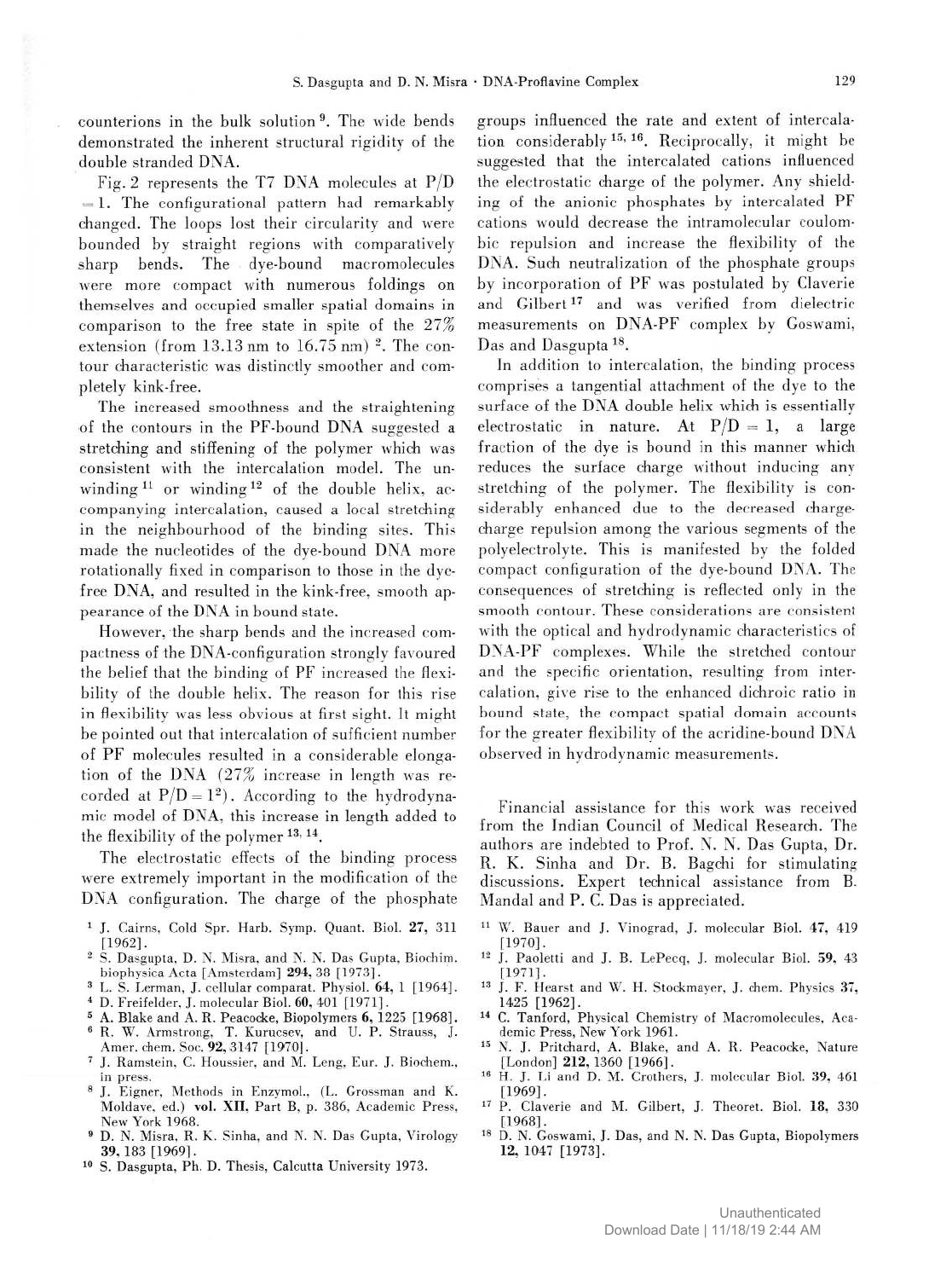counterions in the bulk solution [9]. The wide bends demonstrated the inherent structural rigidity of the double stranded DNA.

Fig. 2 represents the T7 DNA molecules at P/D = 1. The configurational pattern had remarkably changed. The loops lost their circularity and were bounded by straight regions with comparatively sharp bends. The dye-bound macromolecules were more compact with numerous foldings on themselves and occupied smaller spatial domains in comparison to the free state in spite of the 27% extension (from 13.13 nm to 16.75 nm) [2]. The contour characteristic was distinctly smoother and completely kink-free.

The increased smoothness and the straightening of the contours in the PF-bound DNA suggested a stretching and stiffening of the polymer which was consistent with the intercalation model. The unwinding [11] or winding [12] of the double helix, accompanying intercalation, caused a local stretching in the neighbourhood of the binding sites. This made the nucleotides of the dye-bound DNA more rotationally fixed in comparison to those in the dye-free DNA, and resulted in the kink-free, smooth appearance of the DNA in bound state.

However, the sharp bends and the increased compactness of the DNA-configuration strongly favoured the belief that the binding of PF increased the flexibility of the double helix. The reason for this rise in flexibility was less obvious at first sight. It might be pointed out that intercalation of sufficient number of PF molecules resulted in a considerable elongation of the DNA (27% increase in length was recorded at P/D = 1 [2]). According to the hydrodynamic model of DNA, this increase in length added to the flexibility of the polymer [13, 14].

The electrostatic effects of the binding process were extremely important in the modification of the DNA configuration. The charge of the phosphate groups influenced the rate and extent of intercalation considerably [15, 16]. Reciprocally, it might be suggested that the intercalated cations influenced the electrostatic charge of the polymer. Any shielding of the anionic phosphates by intercalated PF cations would decrease the intramolecular coulombic repulsion and increase the flexibility of the DNA. Such neutralization of the phosphate groups by incorporation of PF was postulated by Claverie and Gilbert [17] and was verified from dielectric measurements on DNA-PF complex by Goswami, Das and Dasgupta [18].

In addition to intercalation, the binding process comprises a tangential attachment of the dye to the surface of the DNA double helix which is essentially electrostatic in nature. At P/D = 1, a large fraction of the dye is bound in this manner which reduces the surface charge without inducing any stretching of the polymer. The flexibility is considerably enhanced due to the decreased charge-charge repulsion among the various segments of the polyelectrolyte. This is manifested by the folded compact configuration of the dye-bound DNA. The consequences of stretching is reflected only in the smooth contour. These considerations are consistent with the optical and hydrodynamic characteristics of DNA-PF complexes. While the stretched contour and the specific orientation, resulting from intercalation, give rise to the enhanced dichroic ratio in bound state, the compact spatial domain accounts for the greater flexibility of the acridine-bound DNA observed in hydrodynamic measurements.

Financial assistance for this work was received from the Indian Council of Medical Research. The authors are indebted to Prof. N. N. Das Gupta, Dr. R. K. Sinha and Dr. B. Bagchi for stimulating discussions. Expert technical assistance from B. Mandal and P. C. Das is appreciated.

1. J. Cairns, Cold Spr. Harb. Symp. Quant. Biol. **27**, 311 [1962].
2. S. Dasgupta, D. N. Misra, and N. N. Das Gupta, Biochim. biophysica Acta [Amsterdam] **294**, 38 [1973].
3. L. S. Lerman, J. cellular comparat. Physiol. **64**, 1 [1964].
4. D. Freifelder, J. molecular Biol. **60**, 401 [1971].
5. A. Blake and A. R. Peacocke, Biopolymers **6**, 1225 [1968].
6. R. W. Armstrong, T. Kurucsev, and U. P. Strauss, J. Amer. chem. Soc. **92**, 3147 [1970].
7. J. Ramstein, C. Houssier, and M. Leng, Eur. J. Biochem., in press.
8. J. Eigner, Methods in Enzymol., (L. Grossman and K. Moldave, ed.) **vol. XII**, Part B, p. 386, Academic Press, New York 1968.
9. D. N. Misra, R. K. Sinha, and N. N. Das Gupta, Virology **39**, 183 [1969].
10. S. Dasgupta, Ph. D. Thesis, Calcutta University 1973.
11. W. Bauer and J. Vinograd, J. molecular Biol. **47**, 419 [1970].
12. J. Paoletti and J. B. LePecq, J. molecular Biol. **59**, 43 [1971].
13. J. F. Hearst and W. H. Stockmayer, J. chem. Physics **37**, 1425 [1962].
14. C. Tanford, Physical Chemistry of Macromolecules, Academic Press, New York 1961.
15. N. J. Pritchard, A. Blake, and A. R. Peacocke, Nature [London] **212**, 1360 [1966].
16. H. J. Li and D. M. Crothers, J. molecular Biol. **39**, 461 [1969].
17. P. Claverie and M. Gilbert, J. Theoret. Biol. **18**, 330 [1968].
18. D. N. Goswami, J. Das, and N. N. Das Gupta, Biopolymers **12**, 1047 [1973].